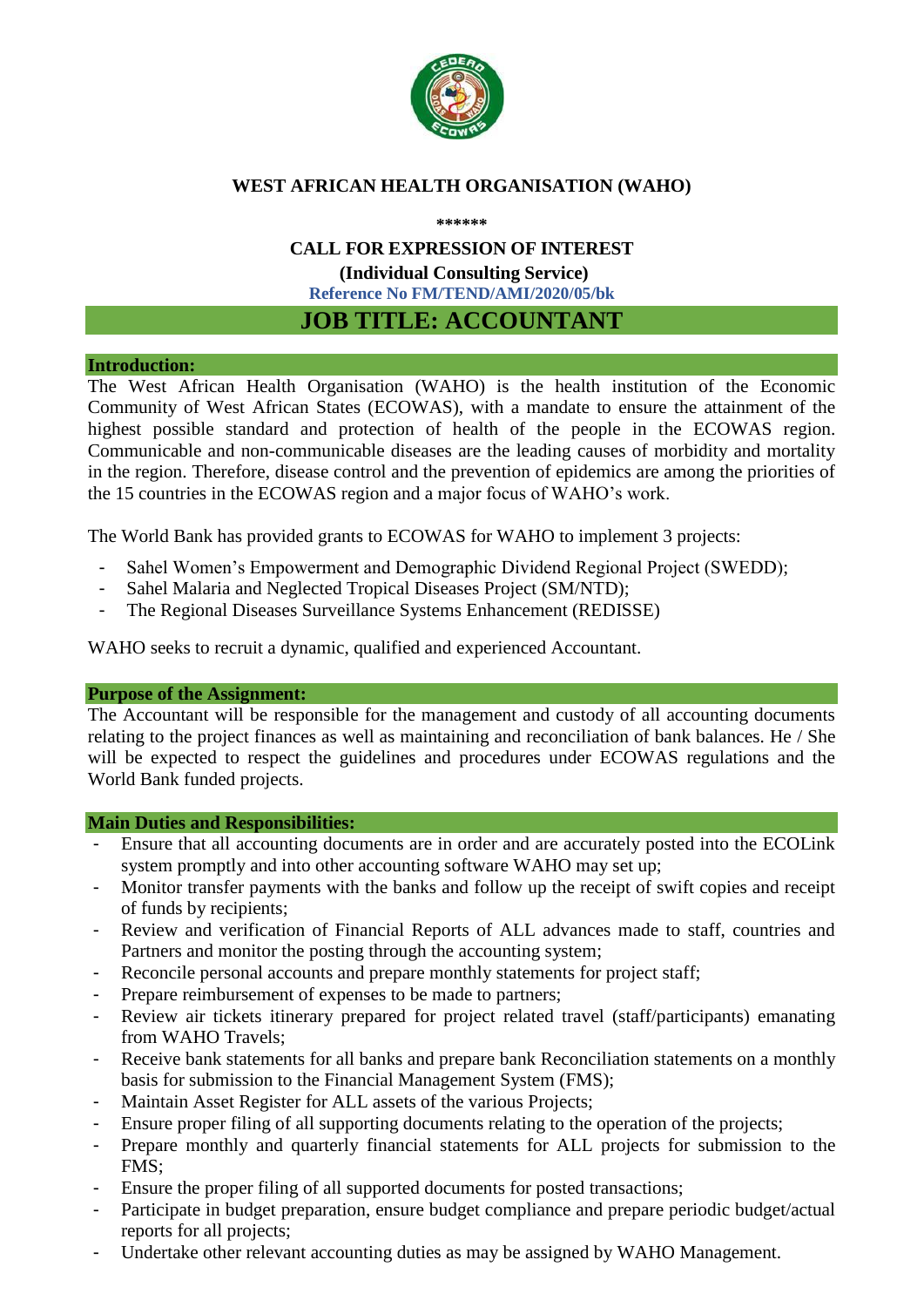## WEST AFRICAN HEALTH ORGANISATION (WAHO)

\*\*\*\*\*\*

### CALL FOR EXPRESSION OF INTEREST

**(Individual Consulting Service)**

**Reference No FM/TEND/AMI/2020/05/bk**

# JOB TITLE: ACCOUNTANT

**Introduction:**

The West African Health Organisation (WAHO) is the health institution of the Economic Community of West African States (ECOWAS), with a mandate to ensure the attainment of the highest possible standard and protection of health of the people in the ECOWAS region. Communicable and non-communicable diseases are the leading causes of morbidity and mortality in the region. Therefore, disease control and the prevention of epidemics are among the priorities of the 15 countries in the ECOWAS region and a major focus of WAHO's work.

The World Bank has provided grants to ECOWAS for WAHO to implement 3 projects:

- Sahel Women's Empowerment and Demographic Dividend Regional Project (SWEDD);
- Sahel Malaria and Neglected Tropical Diseases Project (SM/NTD);
- The Regional Diseases Surveillance Systems Enhancement (REDISSE)

WAHO seeks to recruit a dynamic, qualified and experienced Accountant.

**Purpose of the Assignment:**

The Accountant will be responsible for the management and custody of all accounting documents relating to the project finances as well as maintaining and reconciliation of bank balances. He / She will be expected to respect the guidelines and procedures under ECOWAS regulations and the World Bank funded projects.

**Main Duties and Responsibilities:**

- Ensure that all accounting documents are in order and are accurately posted into the ECOLink system promptly and into other accounting software WAHO may set up;
- Monitor transfer payments with the banks and follow up the receipt of swift copies and receipt of funds by recipients;
- Review and verification of Financial Reports of ALL advances made to staff, countries and Partners and monitor the posting through the accounting system;
- Reconcile personal accounts and prepare monthly statements for project staff;
- Prepare reimbursement of expenses to be made to partners;
- Review air tickets itinerary prepared for project related travel (staff/participants) emanating from WAHO Travels;
- Receive bank statements for all banks and prepare bank Reconciliation statements on a monthly basis for submission to the Financial Management System (FMS);
- Maintain Asset Register for ALL assets of the various Projects;
- Ensure proper filing of all supporting documents relating to the operation of the projects;
- Prepare monthly and quarterly financial statements for ALL projects for submission to the FMS;
- Ensure the proper filing of all supported documents for posted transactions;
- Participate in budget preparation, ensure budget compliance and prepare periodic budget/actual reports for all projects;
- Undertake other relevant accounting duties as may be assigned by WAHO Management.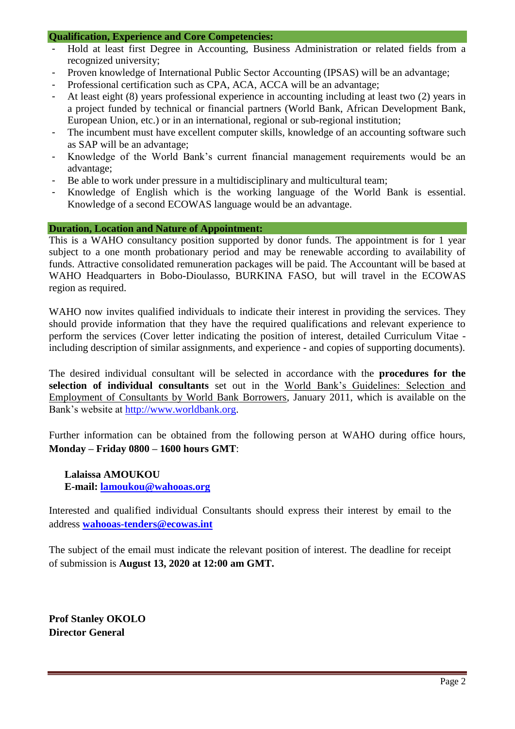**Qualification, Experience and Core Competencies:**

- Hold at least first Degree in Accounting, Business Administration or related fields from a recognized university;
- Proven knowledge of International Public Sector Accounting (IPSAS) will be an advantage;
- Professional certification such as CPA, ACA, ACCA will be an advantage;
- At least eight (8) years professional experience in accounting including at least two (2) years in a project funded by technical or financial partners (World Bank, African Development Bank, European Union, etc.) or in an international, regional or sub-regional institution;
- The incumbent must have excellent computer skills, knowledge of an accounting software such as SAP will be an advantage;
- Knowledge of the World Bank's current financial management requirements would be an advantage;
- Be able to work under pressure in a multidisciplinary and multicultural team;
- Knowledge of English which is the working language of the World Bank is essential. Knowledge of a second ECOWAS language would be an advantage.

**Duration, Location and Nature of Appointment:**

This is a WAHO consultancy position supported by donor funds. The appointment is for 1 year subject to a one month probationary period and may be renewable according to availability of funds. Attractive consolidated remuneration packages will be paid. The Accountant will be based at WAHO Headquarters in Bobo-Dioulasso, BURKINA FASO, but will travel in the ECOWAS region as required.

WAHO now invites qualified individuals to indicate their interest in providing the services. They should provide information that they have the required qualifications and relevant experience to perform the services (Cover letter indicating the position of interest, detailed Curriculum Vitae - including description of similar assignments, and experience - and copies of supporting documents).

The desired individual consultant will be selected in accordance with the **procedures for the selection of individual consultants** set out in the World Bank's Guidelines: Selection and Employment of Consultants by World Bank Borrowers, January 2011, which is available on the Bank's website at http://www.worldbank.org.

Further information can be obtained from the following person at WAHO during office hours, **Monday – Friday 0800 – 1600 hours GMT**:

**Lalaissa AMOUKOU**
**E-mail: lamoukou@wahooas.org**

Interested and qualified individual Consultants should express their interest by email to the address **wahooas-tenders@ecowas.int**

The subject of the email must indicate the relevant position of interest. The deadline for receipt of submission is **August 13, 2020 at 12:00 am GMT.**

**Prof Stanley OKOLO**
**Director General**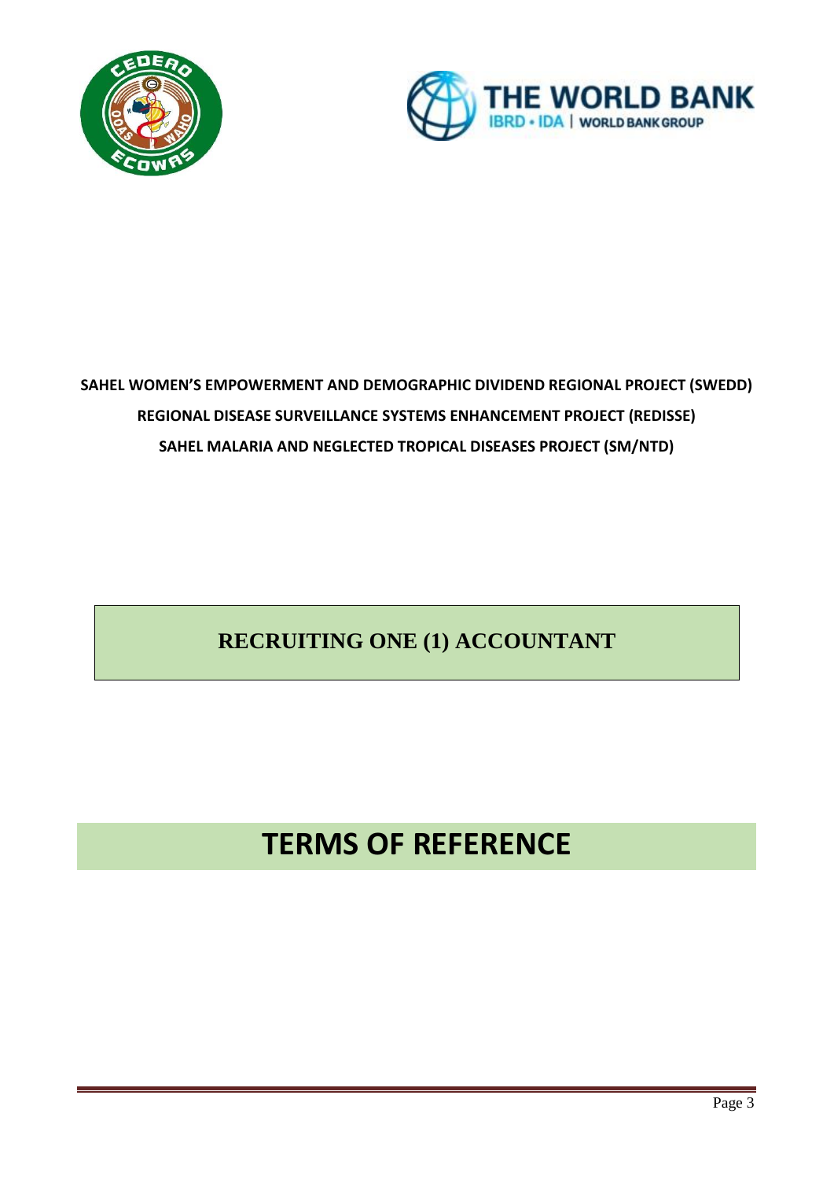**SAHEL WOMEN'S EMPOWERMENT AND DEMOGRAPHIC DIVIDEND REGIONAL PROJECT (SWEDD)**

**REGIONAL DISEASE SURVEILLANCE SYSTEMS ENHANCEMENT PROJECT (REDISSE)**

**SAHEL MALARIA AND NEGLECTED TROPICAL DISEASES PROJECT (SM/NTD)**

## RECRUITING ONE (1) ACCOUNTANT

# TERMS OF REFERENCE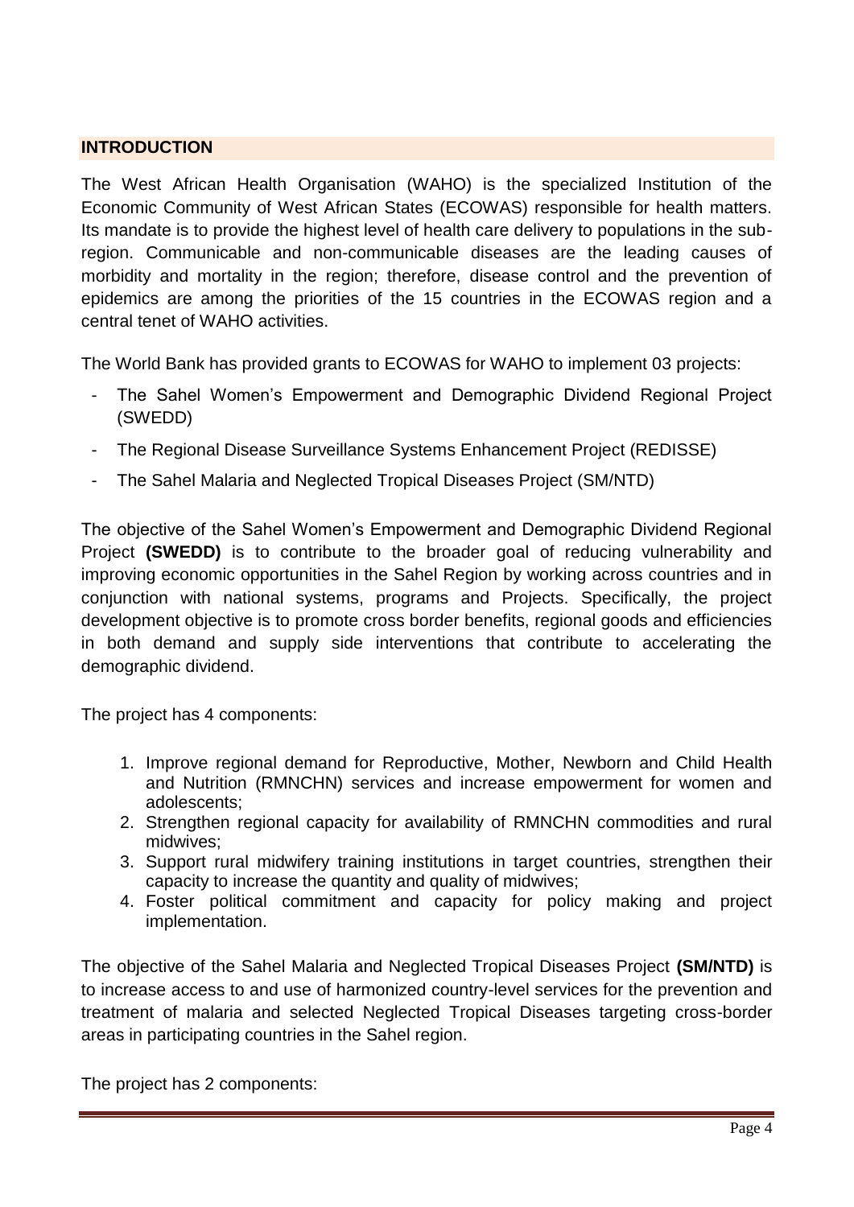## INTRODUCTION

The West African Health Organisation (WAHO) is the specialized Institution of the Economic Community of West African States (ECOWAS) responsible for health matters. Its mandate is to provide the highest level of health care delivery to populations in the sub-region. Communicable and non-communicable diseases are the leading causes of morbidity and mortality in the region; therefore, disease control and the prevention of epidemics are among the priorities of the 15 countries in the ECOWAS region and a central tenet of WAHO activities.

The World Bank has provided grants to ECOWAS for WAHO to implement 03 projects:

- The Sahel Women's Empowerment and Demographic Dividend Regional Project (SWEDD)
- The Regional Disease Surveillance Systems Enhancement Project (REDISSE)
- The Sahel Malaria and Neglected Tropical Diseases Project (SM/NTD)

The objective of the Sahel Women's Empowerment and Demographic Dividend Regional Project **(SWEDD)** is to contribute to the broader goal of reducing vulnerability and improving economic opportunities in the Sahel Region by working across countries and in conjunction with national systems, programs and Projects. Specifically, the project development objective is to promote cross border benefits, regional goods and efficiencies in both demand and supply side interventions that contribute to accelerating the demographic dividend.

The project has 4 components:

1. Improve regional demand for Reproductive, Mother, Newborn and Child Health and Nutrition (RMNCHN) services and increase empowerment for women and adolescents;
2. Strengthen regional capacity for availability of RMNCHN commodities and rural midwives;
3. Support rural midwifery training institutions in target countries, strengthen their capacity to increase the quantity and quality of midwives;
4. Foster political commitment and capacity for policy making and project implementation.

The objective of the Sahel Malaria and Neglected Tropical Diseases Project **(SM/NTD)** is to increase access to and use of harmonized country-level services for the prevention and treatment of malaria and selected Neglected Tropical Diseases targeting cross-border areas in participating countries in the Sahel region.

The project has 2 components: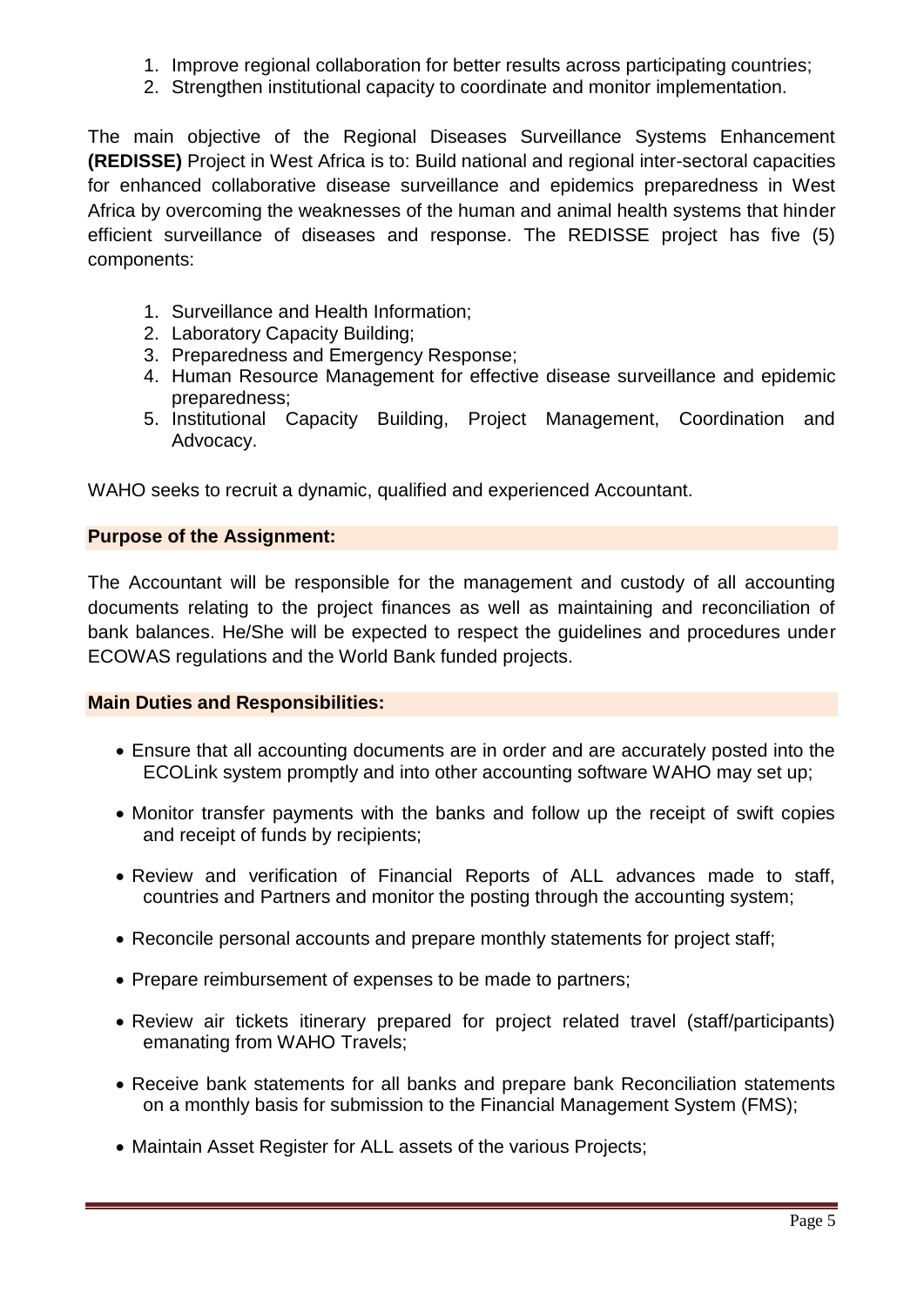1. Improve regional collaboration for better results across participating countries;
2. Strengthen institutional capacity to coordinate and monitor implementation.

The main objective of the Regional Diseases Surveillance Systems Enhancement **(REDISSE)** Project in West Africa is to: Build national and regional inter-sectoral capacities for enhanced collaborative disease surveillance and epidemics preparedness in West Africa by overcoming the weaknesses of the human and animal health systems that hinder efficient surveillance of diseases and response. The REDISSE project has five (5) components:

1. Surveillance and Health Information;
2. Laboratory Capacity Building;
3. Preparedness and Emergency Response;
4. Human Resource Management for effective disease surveillance and epidemic preparedness;
5. Institutional Capacity Building, Project Management, Coordination and Advocacy.

WAHO seeks to recruit a dynamic, qualified and experienced Accountant.

**Purpose of the Assignment:**

The Accountant will be responsible for the management and custody of all accounting documents relating to the project finances as well as maintaining and reconciliation of bank balances. He/She will be expected to respect the guidelines and procedures under ECOWAS regulations and the World Bank funded projects.

**Main Duties and Responsibilities:**

- Ensure that all accounting documents are in order and are accurately posted into the ECOLink system promptly and into other accounting software WAHO may set up;
- Monitor transfer payments with the banks and follow up the receipt of swift copies and receipt of funds by recipients;
- Review and verification of Financial Reports of ALL advances made to staff, countries and Partners and monitor the posting through the accounting system;
- Reconcile personal accounts and prepare monthly statements for project staff;
- Prepare reimbursement of expenses to be made to partners;
- Review air tickets itinerary prepared for project related travel (staff/participants) emanating from WAHO Travels;
- Receive bank statements for all banks and prepare bank Reconciliation statements on a monthly basis for submission to the Financial Management System (FMS);
- Maintain Asset Register for ALL assets of the various Projects;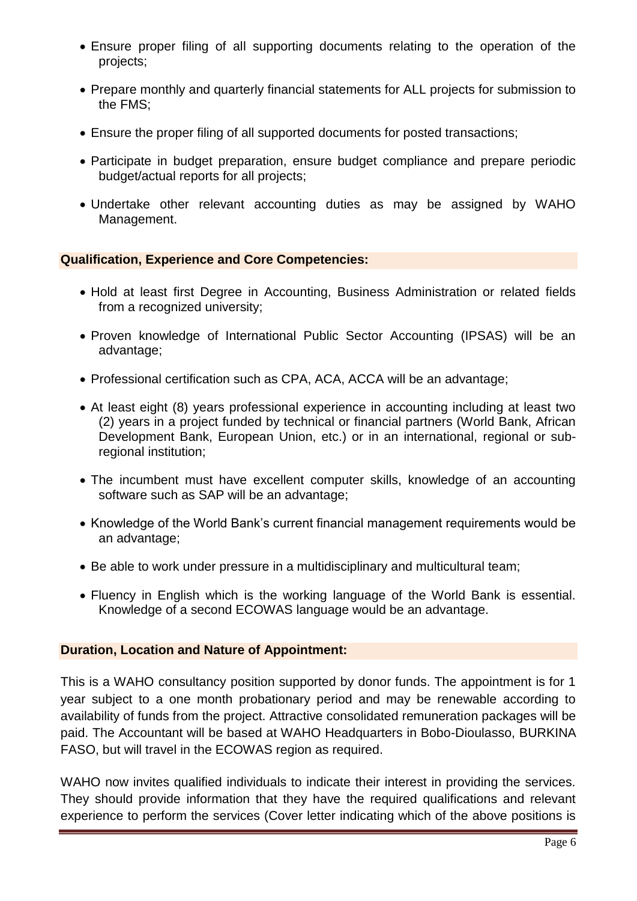- Ensure proper filing of all supporting documents relating to the operation of the projects;
- Prepare monthly and quarterly financial statements for ALL projects for submission to the FMS;
- Ensure the proper filing of all supported documents for posted transactions;
- Participate in budget preparation, ensure budget compliance and prepare periodic budget/actual reports for all projects;
- Undertake other relevant accounting duties as may be assigned by WAHO Management.

**Qualification, Experience and Core Competencies:**

- Hold at least first Degree in Accounting, Business Administration or related fields from a recognized university;
- Proven knowledge of International Public Sector Accounting (IPSAS) will be an advantage;
- Professional certification such as CPA, ACA, ACCA will be an advantage;
- At least eight (8) years professional experience in accounting including at least two (2) years in a project funded by technical or financial partners (World Bank, African Development Bank, European Union, etc.) or in an international, regional or sub-regional institution;
- The incumbent must have excellent computer skills, knowledge of an accounting software such as SAP will be an advantage;
- Knowledge of the World Bank's current financial management requirements would be an advantage;
- Be able to work under pressure in a multidisciplinary and multicultural team;
- Fluency in English which is the working language of the World Bank is essential. Knowledge of a second ECOWAS language would be an advantage.

**Duration, Location and Nature of Appointment:**

This is a WAHO consultancy position supported by donor funds. The appointment is for 1 year subject to a one month probationary period and may be renewable according to availability of funds from the project. Attractive consolidated remuneration packages will be paid. The Accountant will be based at WAHO Headquarters in Bobo-Dioulasso, BURKINA FASO, but will travel in the ECOWAS region as required.

WAHO now invites qualified individuals to indicate their interest in providing the services. They should provide information that they have the required qualifications and relevant experience to perform the services (Cover letter indicating which of the above positions is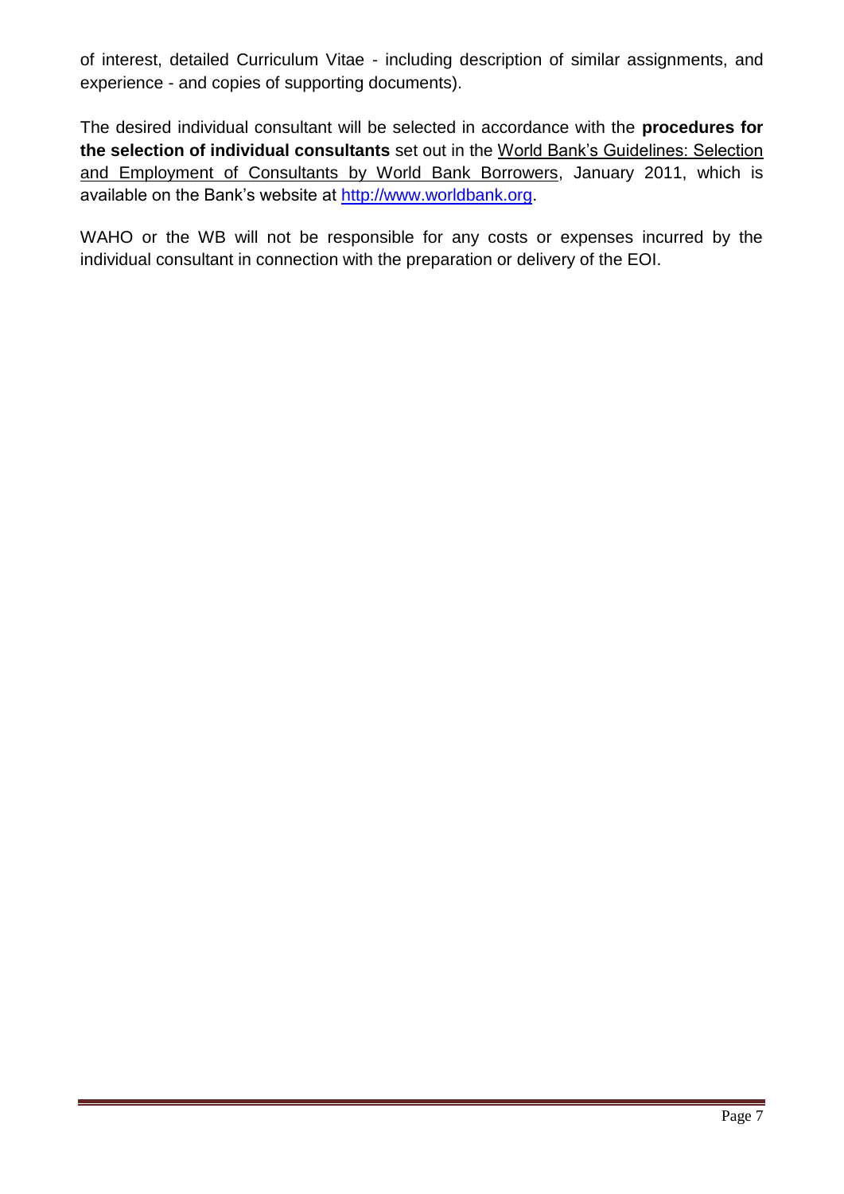of interest, detailed Curriculum Vitae - including description of similar assignments, and experience - and copies of supporting documents).

The desired individual consultant will be selected in accordance with the **procedures for the selection of individual consultants** set out in the World Bank's Guidelines: Selection and Employment of Consultants by World Bank Borrowers, January 2011, which is available on the Bank's website at http://www.worldbank.org.

WAHO or the WB will not be responsible for any costs or expenses incurred by the individual consultant in connection with the preparation or delivery of the EOI.